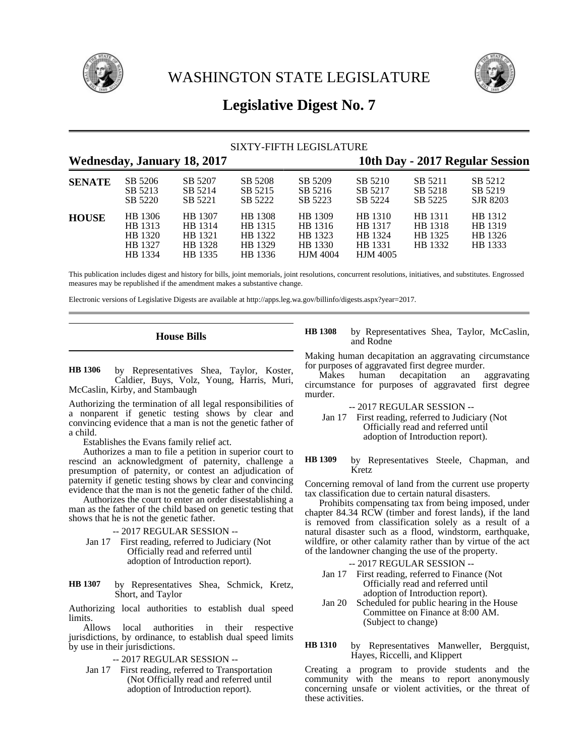# WASHINGTON STATE LEGISLATURE

## Legislative Digest No. 7

SIXTY-FIFTH LEGISLATURE

**Wednesday, January 18, 2017** **10th Day - 2017 Regular Session**

| | | | | | | | |
|---|---|---|---|---|---|---|---|
| **SENATE** | SB 5206 | SB 5207 | SB 5208 | SB 5209 | SB 5210 | SB 5211 | SB 5212 |
| | SB 5213 | SB 5214 | SB 5215 | SB 5216 | SB 5217 | SB 5218 | SB 5219 |
| | SB 5220 | SB 5221 | SB 5222 | SB 5223 | SB 5224 | SB 5225 | SJR 8203 |
| **HOUSE** | HB 1306 | HB 1307 | HB 1308 | HB 1309 | HB 1310 | HB 1311 | HB 1312 |
| | HB 1313 | HB 1314 | HB 1315 | HB 1316 | HB 1317 | HB 1318 | HB 1319 |
| | HB 1320 | HB 1321 | HB 1322 | HB 1323 | HB 1324 | HB 1325 | HB 1326 |
| | HB 1327 | HB 1328 | HB 1329 | HB 1330 | HB 1331 | HB 1332 | HB 1333 |
| | HB 1334 | HB 1335 | HB 1336 | HJM 4004 | HJM 4005 | | |

This publication includes digest and history for bills, joint memorials, joint resolutions, concurrent resolutions, initiatives, and substitutes. Engrossed measures may be republished if the amendment makes a substantive change.

Electronic versions of Legislative Digests are available at http://apps.leg.wa.gov/billinfo/digests.aspx?year=2017.

### House Bills

**HB 1306** by Representatives Shea, Taylor, Koster, Caldier, Buys, Volz, Young, Harris, Muri, McCaslin, Kirby, and Stambaugh

Authorizing the termination of all legal responsibilities of a nonparent if genetic testing shows by clear and convincing evidence that a man is not the genetic father of a child.

Establishes the Evans family relief act.

Authorizes a man to file a petition in superior court to rescind an acknowledgment of paternity, challenge a presumption of paternity, or contest an adjudication of paternity if genetic testing shows by clear and convincing evidence that the man is not the genetic father of the child.

Authorizes the court to enter an order disestablishing a man as the father of the child based on genetic testing that shows that he is not the genetic father.

-- 2017 REGULAR SESSION --

Jan 17 First reading, referred to Judiciary (Not Officially read and referred until adoption of Introduction report).

**HB 1307** by Representatives Shea, Schmick, Kretz, Short, and Taylor

Authorizing local authorities to establish dual speed limits.

Allows local authorities in their respective jurisdictions, by ordinance, to establish dual speed limits by use in their jurisdictions.

-- 2017 REGULAR SESSION --

Jan 17 First reading, referred to Transportation (Not Officially read and referred until adoption of Introduction report).

**HB 1308** by Representatives Shea, Taylor, McCaslin, and Rodne

Making human decapitation an aggravating circumstance for purposes of aggravated first degree murder.

Makes human decapitation an aggravating circumstance for purposes of aggravated first degree murder.

-- 2017 REGULAR SESSION --

Jan 17 First reading, referred to Judiciary (Not Officially read and referred until adoption of Introduction report).

**HB 1309** by Representatives Steele, Chapman, and Kretz

Concerning removal of land from the current use property tax classification due to certain natural disasters.

Prohibits compensating tax from being imposed, under chapter 84.34 RCW (timber and forest lands), if the land is removed from classification solely as a result of a natural disaster such as a flood, windstorm, earthquake, wildfire, or other calamity rather than by virtue of the act of the landowner changing the use of the property.

-- 2017 REGULAR SESSION --

Jan 17 First reading, referred to Finance (Not Officially read and referred until adoption of Introduction report).

Jan 20 Scheduled for public hearing in the House Committee on Finance at 8:00 AM. (Subject to change)

**HB 1310** by Representatives Manweller, Bergquist, Hayes, Riccelli, and Klippert

Creating a program to provide students and the community with the means to report anonymously concerning unsafe or violent activities, or the threat of these activities.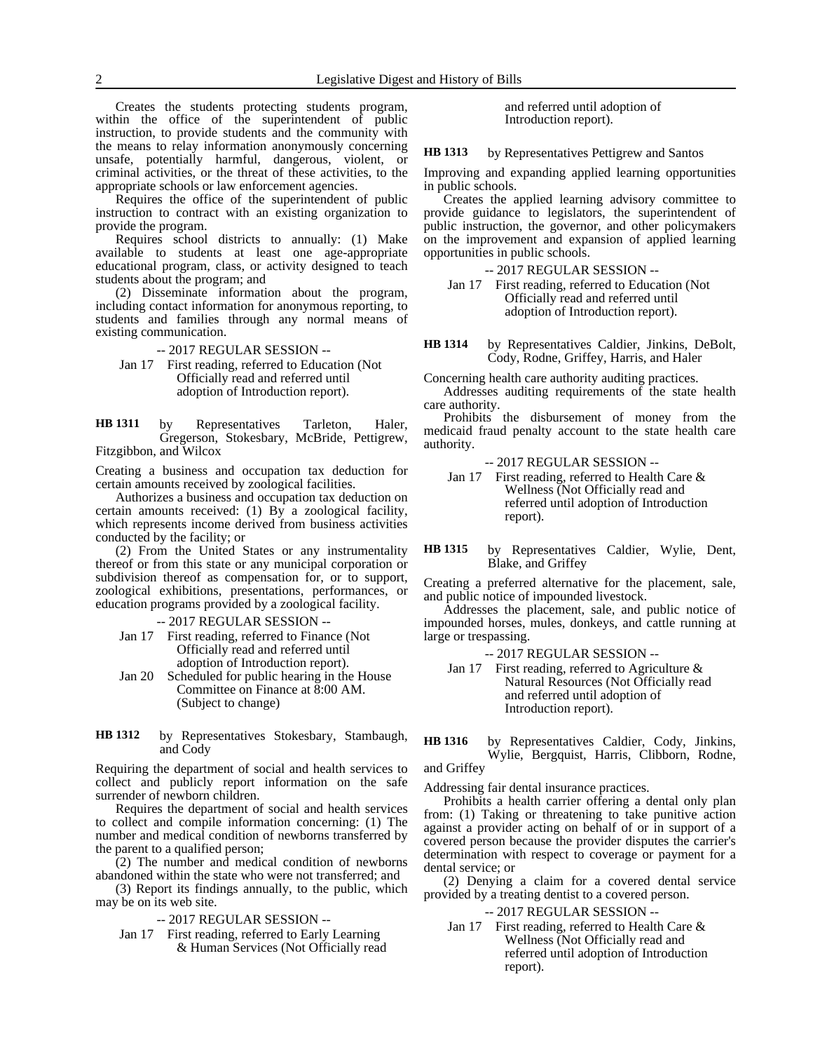Creates the students protecting students program, within the office of the superintendent of public instruction, to provide students and the community with the means to relay information anonymously concerning unsafe, potentially harmful, dangerous, violent, or criminal activities, or the threat of these activities, to the appropriate schools or law enforcement agencies.

Requires the office of the superintendent of public instruction to contract with an existing organization to provide the program.

Requires school districts to annually: (1) Make available to students at least one age-appropriate educational program, class, or activity designed to teach students about the program; and

(2) Disseminate information about the program, including contact information for anonymous reporting, to students and families through any normal means of existing communication.

-- 2017 REGULAR SESSION --

Jan 17 First reading, referred to Education (Not Officially read and referred until adoption of Introduction report).

**HB 1311** by Representatives Tarleton, Haler, Gregerson, Stokesbary, McBride, Pettigrew, Fitzgibbon, and Wilcox

Creating a business and occupation tax deduction for certain amounts received by zoological facilities.

Authorizes a business and occupation tax deduction on certain amounts received: (1) By a zoological facility, which represents income derived from business activities conducted by the facility; or

(2) From the United States or any instrumentality thereof or from this state or any municipal corporation or subdivision thereof as compensation for, or to support, zoological exhibitions, presentations, performances, or education programs provided by a zoological facility.

-- 2017 REGULAR SESSION --

Jan 17 First reading, referred to Finance (Not Officially read and referred until adoption of Introduction report).

Jan 20 Scheduled for public hearing in the House Committee on Finance at 8:00 AM. (Subject to change)

**HB 1312** by Representatives Stokesbary, Stambaugh, and Cody

Requiring the department of social and health services to collect and publicly report information on the safe surrender of newborn children.

Requires the department of social and health services to collect and compile information concerning: (1) The number and medical condition of newborns transferred by the parent to a qualified person;

(2) The number and medical condition of newborns abandoned within the state who were not transferred; and

(3) Report its findings annually, to the public, which may be on its web site.

-- 2017 REGULAR SESSION --

Jan 17 First reading, referred to Early Learning & Human Services (Not Officially read and referred until adoption of Introduction report).

**HB 1313** by Representatives Pettigrew and Santos

Improving and expanding applied learning opportunities in public schools.

Creates the applied learning advisory committee to provide guidance to legislators, the superintendent of public instruction, the governor, and other policymakers on the improvement and expansion of applied learning opportunities in public schools.

-- 2017 REGULAR SESSION --

Jan 17 First reading, referred to Education (Not Officially read and referred until adoption of Introduction report).

**HB 1314** by Representatives Caldier, Jinkins, DeBolt, Cody, Rodne, Griffey, Harris, and Haler

Concerning health care authority auditing practices.

Addresses auditing requirements of the state health care authority.

Prohibits the disbursement of money from the medicaid fraud penalty account to the state health care authority.

-- 2017 REGULAR SESSION --

Jan 17 First reading, referred to Health Care & Wellness (Not Officially read and referred until adoption of Introduction report).

**HB 1315** by Representatives Caldier, Wylie, Dent, Blake, and Griffey

Creating a preferred alternative for the placement, sale, and public notice of impounded livestock.

Addresses the placement, sale, and public notice of impounded horses, mules, donkeys, and cattle running at large or trespassing.

-- 2017 REGULAR SESSION --

Jan 17 First reading, referred to Agriculture & Natural Resources (Not Officially read and referred until adoption of Introduction report).

**HB 1316** by Representatives Caldier, Cody, Jinkins, Wylie, Bergquist, Harris, Clibborn, Rodne, and Griffey

Addressing fair dental insurance practices.

Prohibits a health carrier offering a dental only plan from: (1) Taking or threatening to take punitive action against a provider acting on behalf of or in support of a covered person because the provider disputes the carrier's determination with respect to coverage or payment for a dental service; or

(2) Denying a claim for a covered dental service provided by a treating dentist to a covered person.

-- 2017 REGULAR SESSION --

Jan 17 First reading, referred to Health Care & Wellness (Not Officially read and referred until adoption of Introduction report).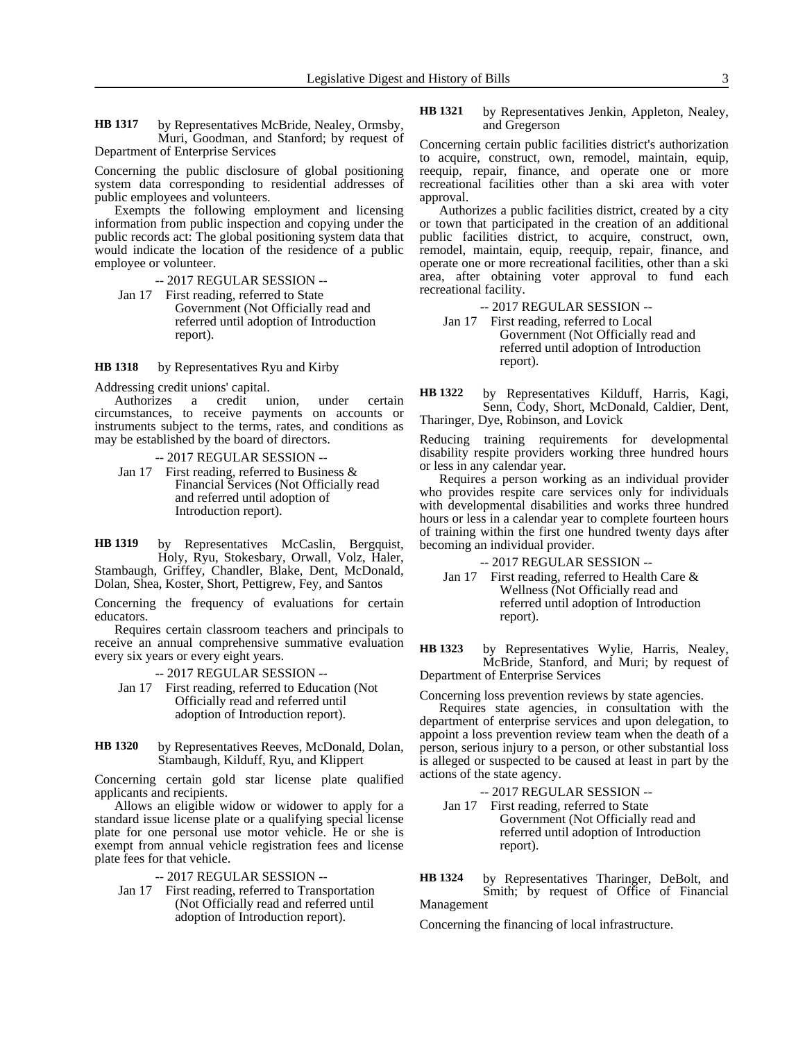**HB 1317** by Representatives McBride, Nealey, Ormsby, Muri, Goodman, and Stanford; by request of Department of Enterprise Services

Concerning the public disclosure of global positioning system data corresponding to residential addresses of public employees and volunteers.

Exempts the following employment and licensing information from public inspection and copying under the public records act: The global positioning system data that would indicate the location of the residence of a public employee or volunteer.

-- 2017 REGULAR SESSION --

Jan 17 First reading, referred to State Government (Not Officially read and referred until adoption of Introduction report).

**HB 1318** by Representatives Ryu and Kirby

Addressing credit unions' capital.

Authorizes a credit union, under certain circumstances, to receive payments on accounts or instruments subject to the terms, rates, and conditions as may be established by the board of directors.

-- 2017 REGULAR SESSION --

Jan 17 First reading, referred to Business & Financial Services (Not Officially read and referred until adoption of Introduction report).

**HB 1319** by Representatives McCaslin, Bergquist, Holy, Ryu, Stokesbary, Orwall, Volz, Haler, Stambaugh, Griffey, Chandler, Blake, Dent, McDonald, Dolan, Shea, Koster, Short, Pettigrew, Fey, and Santos

Concerning the frequency of evaluations for certain educators.

Requires certain classroom teachers and principals to receive an annual comprehensive summative evaluation every six years or every eight years.

-- 2017 REGULAR SESSION --

Jan 17 First reading, referred to Education (Not Officially read and referred until adoption of Introduction report).

**HB 1320** by Representatives Reeves, McDonald, Dolan, Stambaugh, Kilduff, Ryu, and Klippert

Concerning certain gold star license plate qualified applicants and recipients.

Allows an eligible widow or widower to apply for a standard issue license plate or a qualifying special license plate for one personal use motor vehicle. He or she is exempt from annual vehicle registration fees and license plate fees for that vehicle.

-- 2017 REGULAR SESSION --

Jan 17 First reading, referred to Transportation (Not Officially read and referred until adoption of Introduction report).

**HB 1321** by Representatives Jenkin, Appleton, Nealey, and Gregerson

Concerning certain public facilities district's authorization to acquire, construct, own, remodel, maintain, equip, reequip, repair, finance, and operate one or more recreational facilities other than a ski area with voter approval.

Authorizes a public facilities district, created by a city or town that participated in the creation of an additional public facilities district, to acquire, construct, own, remodel, maintain, equip, reequip, repair, finance, and operate one or more recreational facilities, other than a ski area, after obtaining voter approval to fund each recreational facility.

-- 2017 REGULAR SESSION --

Jan 17 First reading, referred to Local Government (Not Officially read and referred until adoption of Introduction report).

**HB 1322** by Representatives Kilduff, Harris, Kagi, Senn, Cody, Short, McDonald, Caldier, Dent, Tharinger, Dye, Robinson, and Lovick

Reducing training requirements for developmental disability respite providers working three hundred hours or less in any calendar year.

Requires a person working as an individual provider who provides respite care services only for individuals with developmental disabilities and works three hundred hours or less in a calendar year to complete fourteen hours of training within the first one hundred twenty days after becoming an individual provider.

-- 2017 REGULAR SESSION --

Jan 17 First reading, referred to Health Care & Wellness (Not Officially read and referred until adoption of Introduction report).

**HB 1323** by Representatives Wylie, Harris, Nealey, McBride, Stanford, and Muri; by request of Department of Enterprise Services

Concerning loss prevention reviews by state agencies.

Requires state agencies, in consultation with the department of enterprise services and upon delegation, to appoint a loss prevention review team when the death of a person, serious injury to a person, or other substantial loss is alleged or suspected to be caused at least in part by the actions of the state agency.

-- 2017 REGULAR SESSION --

Jan 17 First reading, referred to State Government (Not Officially read and referred until adoption of Introduction report).

**HB 1324** by Representatives Tharinger, DeBolt, and Smith; by request of Office of Financial Management

Concerning the financing of local infrastructure.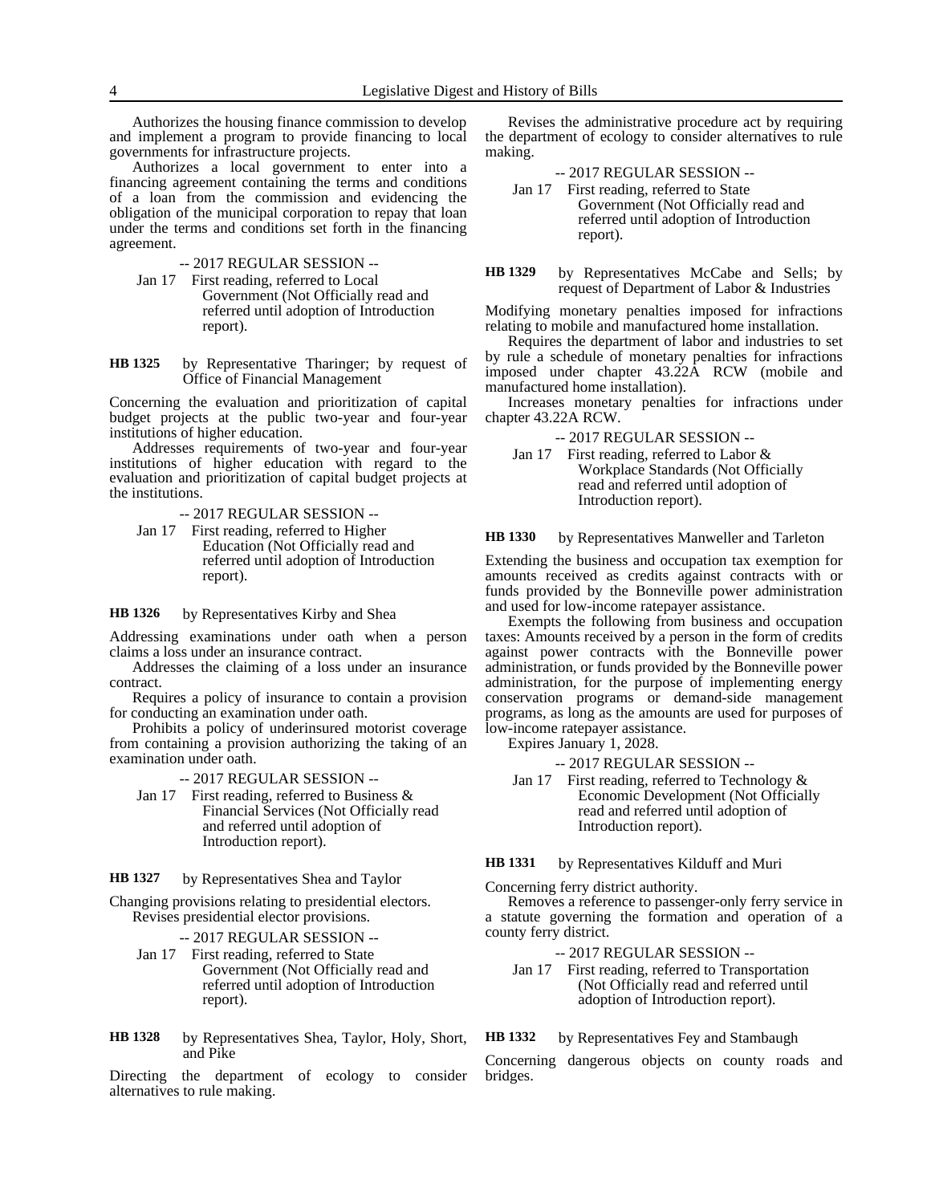Authorizes the housing finance commission to develop and implement a program to provide financing to local governments for infrastructure projects.

Authorizes a local government to enter into a financing agreement containing the terms and conditions of a loan from the commission and evidencing the obligation of the municipal corporation to repay that loan under the terms and conditions set forth in the financing agreement.

-- 2017 REGULAR SESSION --

Jan 17 First reading, referred to Local Government (Not Officially read and referred until adoption of Introduction report).

**HB 1325** by Representative Tharinger; by request of Office of Financial Management

Concerning the evaluation and prioritization of capital budget projects at the public two-year and four-year institutions of higher education.

Addresses requirements of two-year and four-year institutions of higher education with regard to the evaluation and prioritization of capital budget projects at the institutions.

-- 2017 REGULAR SESSION --

Jan 17 First reading, referred to Higher Education (Not Officially read and referred until adoption of Introduction report).

**HB 1326** by Representatives Kirby and Shea

Addressing examinations under oath when a person claims a loss under an insurance contract.

Addresses the claiming of a loss under an insurance contract.

Requires a policy of insurance to contain a provision for conducting an examination under oath.

Prohibits a policy of underinsured motorist coverage from containing a provision authorizing the taking of an examination under oath.

-- 2017 REGULAR SESSION --

Jan 17 First reading, referred to Business & Financial Services (Not Officially read and referred until adoption of Introduction report).

**HB 1327** by Representatives Shea and Taylor

Changing provisions relating to presidential electors.

Revises presidential elector provisions.

-- 2017 REGULAR SESSION --

Jan 17 First reading, referred to State Government (Not Officially read and referred until adoption of Introduction report).

**HB 1328** by Representatives Shea, Taylor, Holy, Short, and Pike

Directing the department of ecology to consider alternatives to rule making.

Revises the administrative procedure act by requiring the department of ecology to consider alternatives to rule making.

-- 2017 REGULAR SESSION --

Jan 17 First reading, referred to State Government (Not Officially read and referred until adoption of Introduction report).

**HB 1329** by Representatives McCabe and Sells; by request of Department of Labor & Industries

Modifying monetary penalties imposed for infractions relating to mobile and manufactured home installation.

Requires the department of labor and industries to set by rule a schedule of monetary penalties for infractions imposed under chapter 43.22A RCW (mobile and manufactured home installation).

Increases monetary penalties for infractions under chapter 43.22A RCW.

-- 2017 REGULAR SESSION --

Jan 17 First reading, referred to Labor & Workplace Standards (Not Officially read and referred until adoption of Introduction report).

**HB 1330** by Representatives Manweller and Tarleton

Extending the business and occupation tax exemption for amounts received as credits against contracts with or funds provided by the Bonneville power administration and used for low-income ratepayer assistance.

Exempts the following from business and occupation taxes: Amounts received by a person in the form of credits against power contracts with the Bonneville power administration, or funds provided by the Bonneville power administration, for the purpose of implementing energy conservation programs or demand-side management programs, as long as the amounts are used for purposes of low-income ratepayer assistance.

Expires January 1, 2028.

-- 2017 REGULAR SESSION --

Jan 17 First reading, referred to Technology & Economic Development (Not Officially read and referred until adoption of Introduction report).

**HB 1331** by Representatives Kilduff and Muri

Concerning ferry district authority.

Removes a reference to passenger-only ferry service in a statute governing the formation and operation of a county ferry district.

-- 2017 REGULAR SESSION --

Jan 17 First reading, referred to Transportation (Not Officially read and referred until adoption of Introduction report).

**HB 1332** by Representatives Fey and Stambaugh

Concerning dangerous objects on county roads and bridges.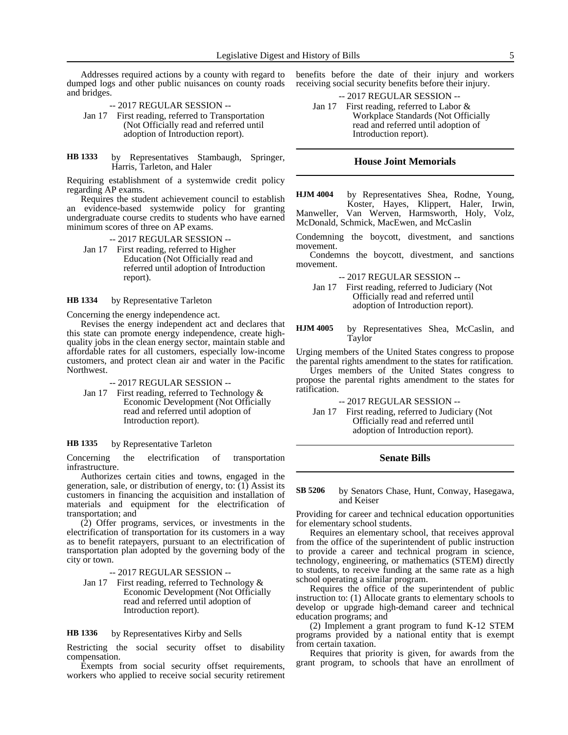Addresses required actions by a county with regard to dumped logs and other public nuisances on county roads and bridges.

-- 2017 REGULAR SESSION --

Jan 17 First reading, referred to Transportation (Not Officially read and referred until adoption of Introduction report).

**HB 1333** by Representatives Stambaugh, Springer, Harris, Tarleton, and Haler

Requiring establishment of a systemwide credit policy regarding AP exams.

Requires the student achievement council to establish an evidence-based systemwide policy for granting undergraduate course credits to students who have earned minimum scores of three on AP exams.

-- 2017 REGULAR SESSION --

Jan 17 First reading, referred to Higher Education (Not Officially read and referred until adoption of Introduction report).

**HB 1334** by Representative Tarleton

Concerning the energy independence act.

Revises the energy independent act and declares that this state can promote energy independence, create high-quality jobs in the clean energy sector, maintain stable and affordable rates for all customers, especially low-income customers, and protect clean air and water in the Pacific Northwest.

-- 2017 REGULAR SESSION --

Jan 17 First reading, referred to Technology & Economic Development (Not Officially read and referred until adoption of Introduction report).

**HB 1335** by Representative Tarleton

Concerning the electrification of transportation infrastructure.

Authorizes certain cities and towns, engaged in the generation, sale, or distribution of energy, to: (1) Assist its customers in financing the acquisition and installation of materials and equipment for the electrification of transportation; and

(2) Offer programs, services, or investments in the electrification of transportation for its customers in a way as to benefit ratepayers, pursuant to an electrification of transportation plan adopted by the governing body of the city or town.

-- 2017 REGULAR SESSION --

Jan 17 First reading, referred to Technology & Economic Development (Not Officially read and referred until adoption of Introduction report).

**HB 1336** by Representatives Kirby and Sells

Restricting the social security offset to disability compensation.

Exempts from social security offset requirements, workers who applied to receive social security retirement benefits before the date of their injury and workers receiving social security benefits before their injury.

-- 2017 REGULAR SESSION --

Jan 17 First reading, referred to Labor & Workplace Standards (Not Officially read and referred until adoption of Introduction report).

## House Joint Memorials

**HJM 4004** by Representatives Shea, Rodne, Young, Koster, Hayes, Klippert, Haler, Irwin, Manweller, Van Werven, Harmsworth, Holy, Volz, McDonald, Schmick, MacEwen, and McCaslin

Condemning the boycott, divestment, and sanctions movement.

Condemns the boycott, divestment, and sanctions movement.

-- 2017 REGULAR SESSION --

Jan 17 First reading, referred to Judiciary (Not Officially read and referred until adoption of Introduction report).

**HJM 4005** by Representatives Shea, McCaslin, and Taylor

Urging members of the United States congress to propose the parental rights amendment to the states for ratification.

Urges members of the United States congress to propose the parental rights amendment to the states for ratification.

-- 2017 REGULAR SESSION --

Jan 17 First reading, referred to Judiciary (Not Officially read and referred until adoption of Introduction report).

## Senate Bills

**SB 5206** by Senators Chase, Hunt, Conway, Hasegawa, and Keiser

Providing for career and technical education opportunities for elementary school students.

Requires an elementary school, that receives approval from the office of the superintendent of public instruction to provide a career and technical program in science, technology, engineering, or mathematics (STEM) directly to students, to receive funding at the same rate as a high school operating a similar program.

Requires the office of the superintendent of public instruction to: (1) Allocate grants to elementary schools to develop or upgrade high-demand career and technical education programs; and

(2) Implement a grant program to fund K-12 STEM programs provided by a national entity that is exempt from certain taxation.

Requires that priority is given, for awards from the grant program, to schools that have an enrollment of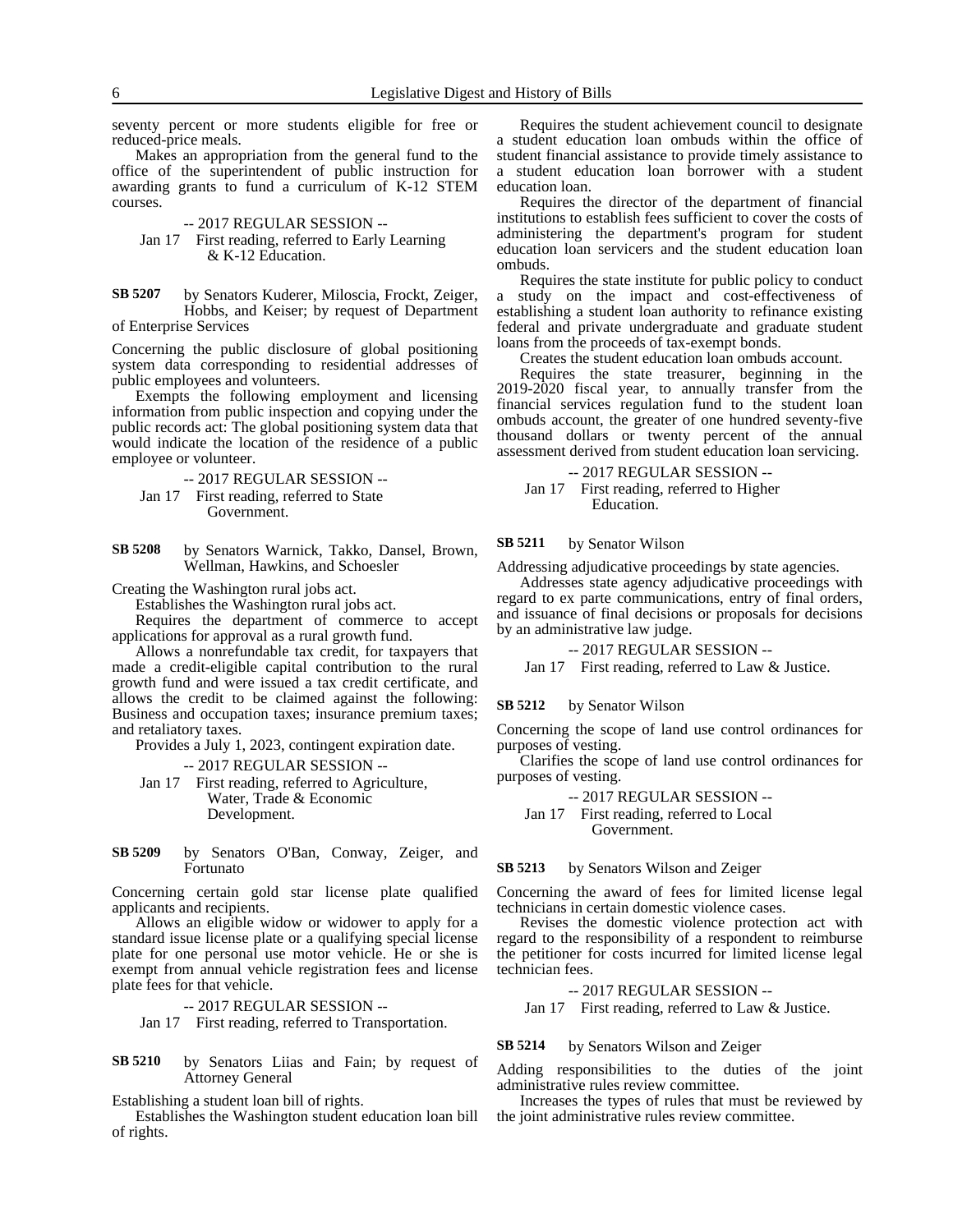seventy percent or more students eligible for free or reduced-price meals.

Makes an appropriation from the general fund to the office of the superintendent of public instruction for awarding grants to fund a curriculum of K-12 STEM courses.

-- 2017 REGULAR SESSION --

Jan 17 First reading, referred to Early Learning & K-12 Education.

**SB 5207** by Senators Kuderer, Miloscia, Frockt, Zeiger, Hobbs, and Keiser; by request of Department of Enterprise Services

Concerning the public disclosure of global positioning system data corresponding to residential addresses of public employees and volunteers.

Exempts the following employment and licensing information from public inspection and copying under the public records act: The global positioning system data that would indicate the location of the residence of a public employee or volunteer.

-- 2017 REGULAR SESSION --

Jan 17 First reading, referred to State Government.

**SB 5208** by Senators Warnick, Takko, Dansel, Brown, Wellman, Hawkins, and Schoesler

Creating the Washington rural jobs act.

Establishes the Washington rural jobs act.

Requires the department of commerce to accept applications for approval as a rural growth fund.

Allows a nonrefundable tax credit, for taxpayers that made a credit-eligible capital contribution to the rural growth fund and were issued a tax credit certificate, and allows the credit to be claimed against the following: Business and occupation taxes; insurance premium taxes; and retaliatory taxes.

Provides a July 1, 2023, contingent expiration date.

-- 2017 REGULAR SESSION --

Jan 17 First reading, referred to Agriculture, Water, Trade & Economic Development.

**SB 5209** by Senators O'Ban, Conway, Zeiger, and Fortunato

Concerning certain gold star license plate qualified applicants and recipients.

Allows an eligible widow or widower to apply for a standard issue license plate or a qualifying special license plate for one personal use motor vehicle. He or she is exempt from annual vehicle registration fees and license plate fees for that vehicle.

-- 2017 REGULAR SESSION --

Jan 17 First reading, referred to Transportation.

**SB 5210** by Senators Liias and Fain; by request of Attorney General

Establishing a student loan bill of rights.

Establishes the Washington student education loan bill of rights.

Requires the student achievement council to designate a student education loan ombuds within the office of student financial assistance to provide timely assistance to a student education loan borrower with a student education loan.

Requires the director of the department of financial institutions to establish fees sufficient to cover the costs of administering the department's program for student education loan servicers and the student education loan ombuds.

Requires the state institute for public policy to conduct a study on the impact and cost-effectiveness of establishing a student loan authority to refinance existing federal and private undergraduate and graduate student loans from the proceeds of tax-exempt bonds.

Creates the student education loan ombuds account.

Requires the state treasurer, beginning in the 2019-2020 fiscal year, to annually transfer from the financial services regulation fund to the student loan ombuds account, the greater of one hundred seventy-five thousand dollars or twenty percent of the annual assessment derived from student education loan servicing.

-- 2017 REGULAR SESSION --

Jan 17 First reading, referred to Higher Education.

**SB 5211** by Senator Wilson

Addressing adjudicative proceedings by state agencies.

Addresses state agency adjudicative proceedings with regard to ex parte communications, entry of final orders, and issuance of final decisions or proposals for decisions by an administrative law judge.

-- 2017 REGULAR SESSION --

Jan 17 First reading, referred to Law & Justice.

**SB 5212** by Senator Wilson

Concerning the scope of land use control ordinances for purposes of vesting.

Clarifies the scope of land use control ordinances for purposes of vesting.

-- 2017 REGULAR SESSION --

Jan 17 First reading, referred to Local Government.

**SB 5213** by Senators Wilson and Zeiger

Concerning the award of fees for limited license legal technicians in certain domestic violence cases.

Revises the domestic violence protection act with regard to the responsibility of a respondent to reimburse the petitioner for costs incurred for limited license legal technician fees.

-- 2017 REGULAR SESSION --

Jan 17 First reading, referred to Law & Justice.

**SB 5214** by Senators Wilson and Zeiger

Adding responsibilities to the duties of the joint administrative rules review committee.

Increases the types of rules that must be reviewed by the joint administrative rules review committee.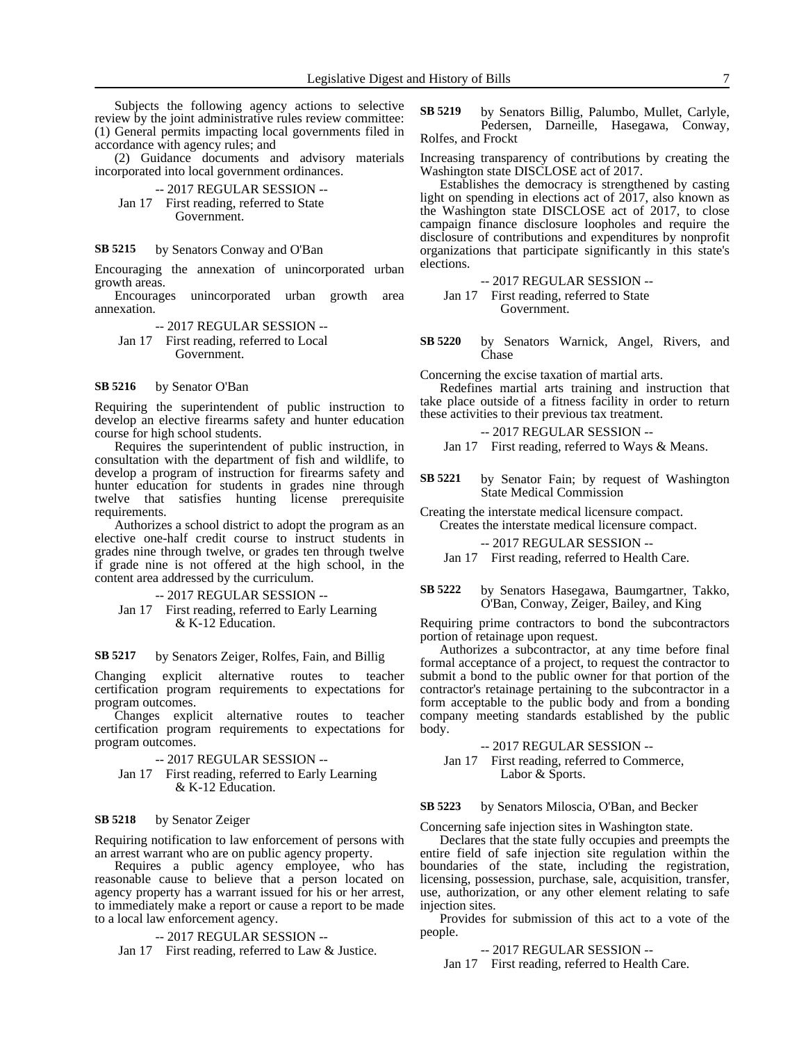Subjects the following agency actions to selective review by the joint administrative rules review committee: (1) General permits impacting local governments filed in accordance with agency rules; and

(2) Guidance documents and advisory materials incorporated into local government ordinances.

-- 2017 REGULAR SESSION --

Jan 17 First reading, referred to State Government.

**SB 5215** by Senators Conway and O'Ban

Encouraging the annexation of unincorporated urban growth areas.

Encourages unincorporated urban growth area annexation.

-- 2017 REGULAR SESSION --

Jan 17 First reading, referred to Local Government.

**SB 5216** by Senator O'Ban

Requiring the superintendent of public instruction to develop an elective firearms safety and hunter education course for high school students.

Requires the superintendent of public instruction, in consultation with the department of fish and wildlife, to develop a program of instruction for firearms safety and hunter education for students in grades nine through twelve that satisfies hunting license prerequisite requirements.

Authorizes a school district to adopt the program as an elective one-half credit course to instruct students in grades nine through twelve, or grades ten through twelve if grade nine is not offered at the high school, in the content area addressed by the curriculum.

-- 2017 REGULAR SESSION --

Jan 17 First reading, referred to Early Learning & K-12 Education.

**SB 5217** by Senators Zeiger, Rolfes, Fain, and Billig

Changing explicit alternative routes to teacher certification program requirements to expectations for program outcomes.

Changes explicit alternative routes to teacher certification program requirements to expectations for program outcomes.

-- 2017 REGULAR SESSION --

Jan 17 First reading, referred to Early Learning & K-12 Education.

**SB 5218** by Senator Zeiger

Requiring notification to law enforcement of persons with an arrest warrant who are on public agency property.

Requires a public agency employee, who has reasonable cause to believe that a person located on agency property has a warrant issued for his or her arrest, to immediately make a report or cause a report to be made to a local law enforcement agency.

-- 2017 REGULAR SESSION --

Jan 17 First reading, referred to Law & Justice.

**SB 5219** by Senators Billig, Palumbo, Mullet, Carlyle, Pedersen, Darneille, Hasegawa, Conway, Rolfes, and Frockt

Increasing transparency of contributions by creating the Washington state DISCLOSE act of 2017.

Establishes the democracy is strengthened by casting light on spending in elections act of 2017, also known as the Washington state DISCLOSE act of 2017, to close campaign finance disclosure loopholes and require the disclosure of contributions and expenditures by nonprofit organizations that participate significantly in this state's elections.

-- 2017 REGULAR SESSION --

Jan 17 First reading, referred to State Government.

**SB 5220** by Senators Warnick, Angel, Rivers, and Chase

Concerning the excise taxation of martial arts.

Redefines martial arts training and instruction that take place outside of a fitness facility in order to return these activities to their previous tax treatment.

-- 2017 REGULAR SESSION --

Jan 17 First reading, referred to Ways & Means.

**SB 5221** by Senator Fain; by request of Washington State Medical Commission

Creating the interstate medical licensure compact.

Creates the interstate medical licensure compact.

-- 2017 REGULAR SESSION --

Jan 17 First reading, referred to Health Care.

**SB 5222** by Senators Hasegawa, Baumgartner, Takko, O'Ban, Conway, Zeiger, Bailey, and King

Requiring prime contractors to bond the subcontractors portion of retainage upon request.

Authorizes a subcontractor, at any time before final formal acceptance of a project, to request the contractor to submit a bond to the public owner for that portion of the contractor's retainage pertaining to the subcontractor in a form acceptable to the public body and from a bonding company meeting standards established by the public body.

-- 2017 REGULAR SESSION --

Jan 17 First reading, referred to Commerce, Labor & Sports.

**SB 5223** by Senators Miloscia, O'Ban, and Becker

Concerning safe injection sites in Washington state.

Declares that the state fully occupies and preempts the entire field of safe injection site regulation within the boundaries of the state, including the registration, licensing, possession, purchase, sale, acquisition, transfer, use, authorization, or any other element relating to safe injection sites.

Provides for submission of this act to a vote of the people.

-- 2017 REGULAR SESSION --

Jan 17 First reading, referred to Health Care.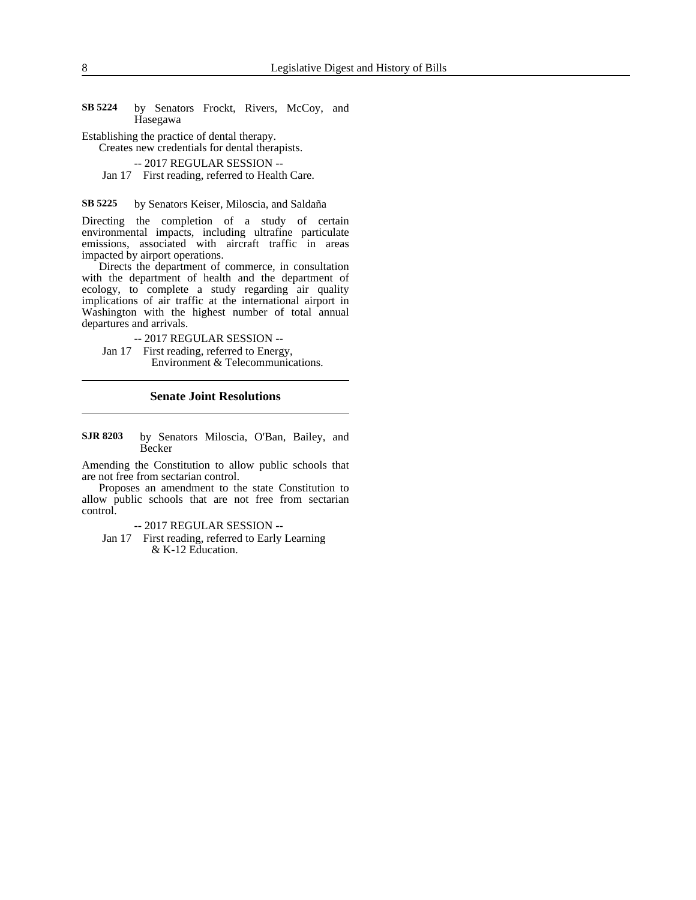**SB 5224** by Senators Frockt, Rivers, McCoy, and Hasegawa

Establishing the practice of dental therapy.

Creates new credentials for dental therapists.

-- 2017 REGULAR SESSION --

Jan 17 First reading, referred to Health Care.

**SB 5225** by Senators Keiser, Miloscia, and Saldaña

Directing the completion of a study of certain environmental impacts, including ultrafine particulate emissions, associated with aircraft traffic in areas impacted by airport operations.

Directs the department of commerce, in consultation with the department of health and the department of ecology, to complete a study regarding air quality implications of air traffic at the international airport in Washington with the highest number of total annual departures and arrivals.

-- 2017 REGULAR SESSION --

Jan 17 First reading, referred to Energy, Environment & Telecommunications.

## Senate Joint Resolutions

**SJR 8203** by Senators Miloscia, O'Ban, Bailey, and Becker

Amending the Constitution to allow public schools that are not free from sectarian control.

Proposes an amendment to the state Constitution to allow public schools that are not free from sectarian control.

-- 2017 REGULAR SESSION --

Jan 17 First reading, referred to Early Learning & K-12 Education.